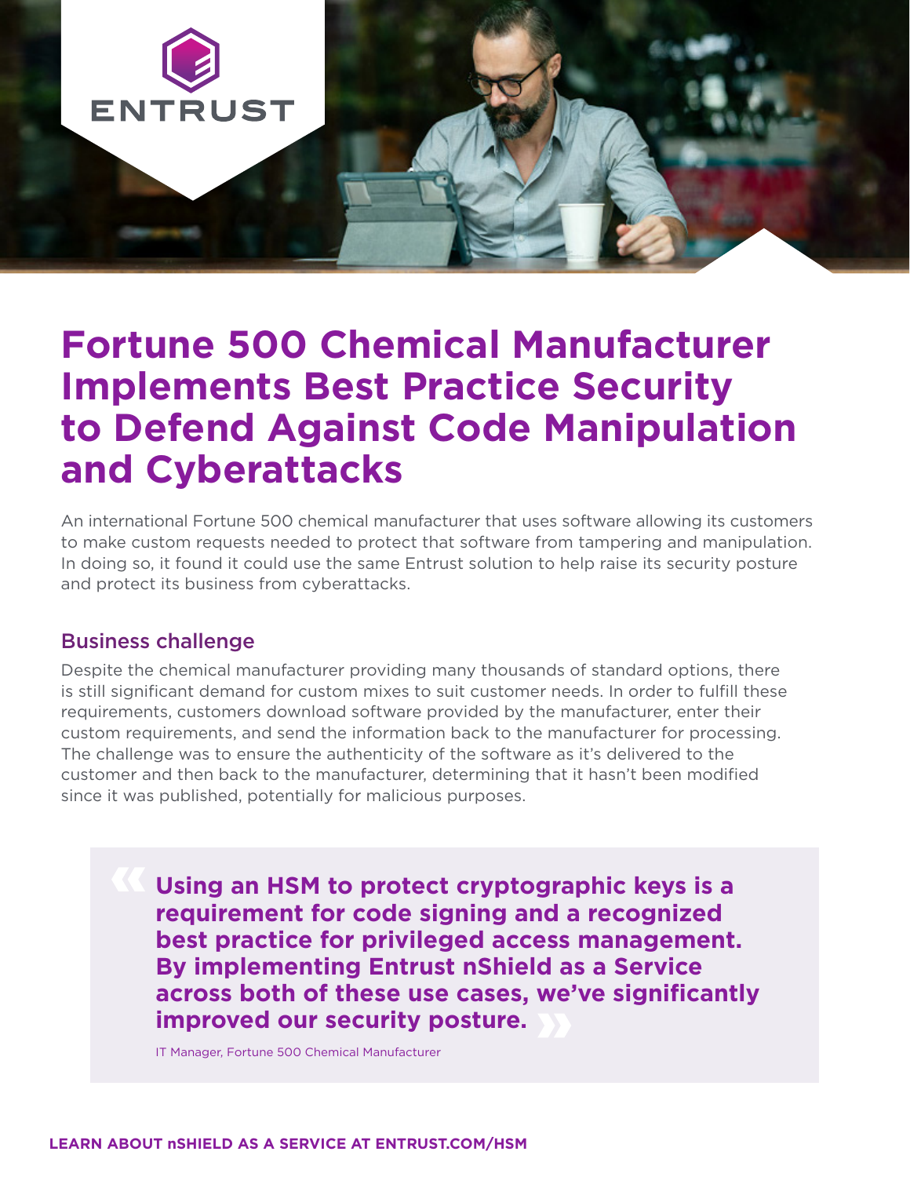# Fortune 500 Chemical Manufacturer Implements Best Practice Security to Defend Against Code Manipulation and Cyberattacks

An international Fortune 500 chemical manufacturer that uses software allowing its customers to make custom requests needed to protect that software from tampering and manipulation. In doing so, it found it could use the same Entrust solution to help raise its security posture and protect its business from cyberattacks.

## Business challenge

Despite the chemical manufacturer providing many thousands of standard options, there is still significant demand for custom mixes to suit customer needs. In order to fulfill these requirements, customers download software provided by the manufacturer, enter their custom requirements, and send the information back to the manufacturer for processing. The challenge was to ensure the authenticity of the software as it's delivered to the customer and then back to the manufacturer, determining that it hasn't been modified since it was published, potentially for malicious purposes.

> **Using an HSM to protect cryptographic keys is a requirement for code signing and a recognized best practice for privileged access management. By implementing Entrust nShield as a Service across both of these use cases, we've significantly improved our security posture.**
>
> IT Manager, Fortune 500 Chemical Manufacturer

**LEARN ABOUT nSHIELD AS A SERVICE AT ENTRUST.COM/HSM**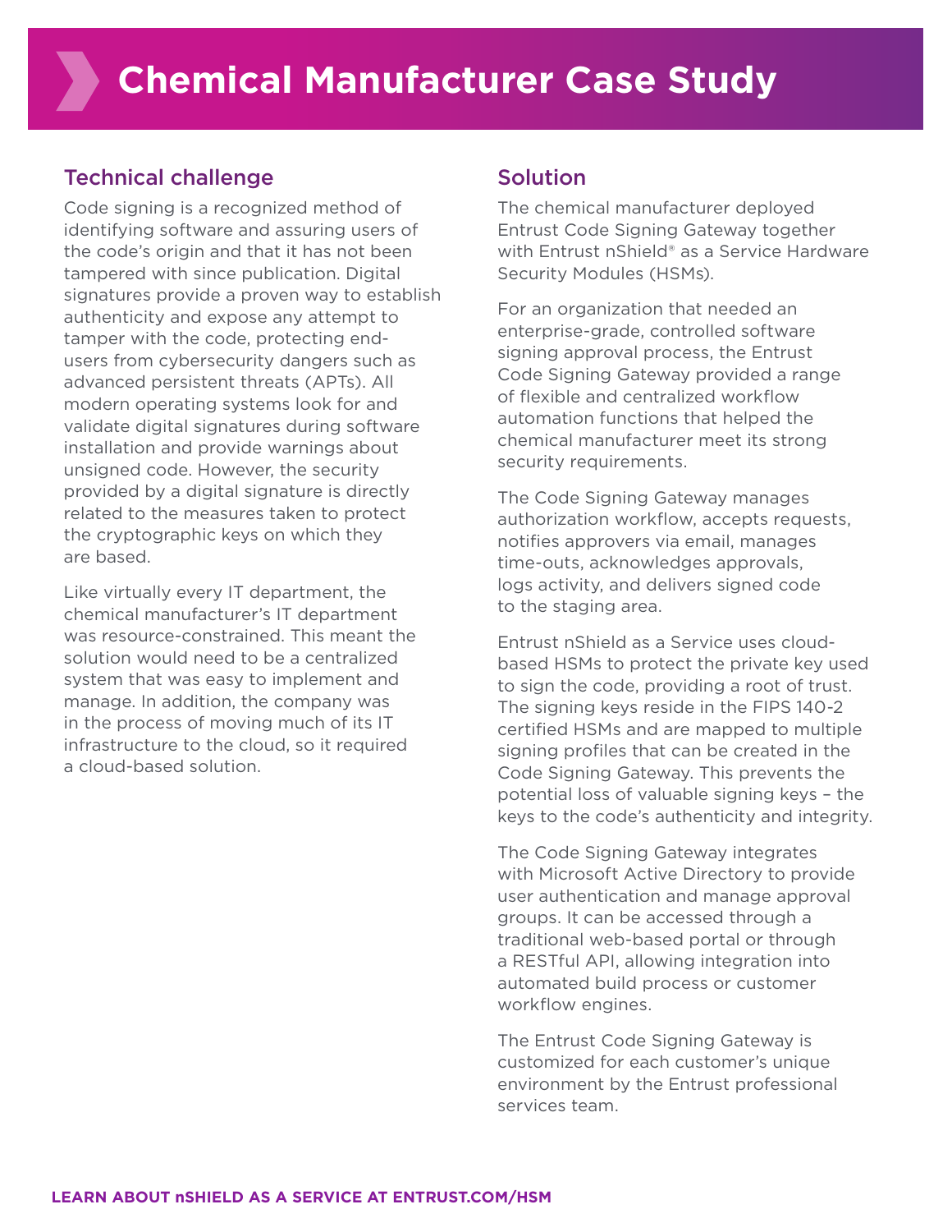# Chemical Manufacturer Case Study

## Technical challenge

Code signing is a recognized method of identifying software and assuring users of the code's origin and that it has not been tampered with since publication. Digital signatures provide a proven way to establish authenticity and expose any attempt to tamper with the code, protecting end-users from cybersecurity dangers such as advanced persistent threats (APTs). All modern operating systems look for and validate digital signatures during software installation and provide warnings about unsigned code. However, the security provided by a digital signature is directly related to the measures taken to protect the cryptographic keys on which they are based.

Like virtually every IT department, the chemical manufacturer's IT department was resource-constrained. This meant the solution would need to be a centralized system that was easy to implement and manage. In addition, the company was in the process of moving much of its IT infrastructure to the cloud, so it required a cloud-based solution.

## Solution

The chemical manufacturer deployed Entrust Code Signing Gateway together with Entrust nShield® as a Service Hardware Security Modules (HSMs).

For an organization that needed an enterprise-grade, controlled software signing approval process, the Entrust Code Signing Gateway provided a range of flexible and centralized workflow automation functions that helped the chemical manufacturer meet its strong security requirements.

The Code Signing Gateway manages authorization workflow, accepts requests, notifies approvers via email, manages time-outs, acknowledges approvals, logs activity, and delivers signed code to the staging area.

Entrust nShield as a Service uses cloud-based HSMs to protect the private key used to sign the code, providing a root of trust. The signing keys reside in the FIPS 140-2 certified HSMs and are mapped to multiple signing profiles that can be created in the Code Signing Gateway. This prevents the potential loss of valuable signing keys – the keys to the code's authenticity and integrity.

The Code Signing Gateway integrates with Microsoft Active Directory to provide user authentication and manage approval groups. It can be accessed through a traditional web-based portal or through a RESTful API, allowing integration into automated build process or customer workflow engines.

The Entrust Code Signing Gateway is customized for each customer's unique environment by the Entrust professional services team.

**LEARN ABOUT nSHIELD AS A SERVICE AT ENTRUST.COM/HSM**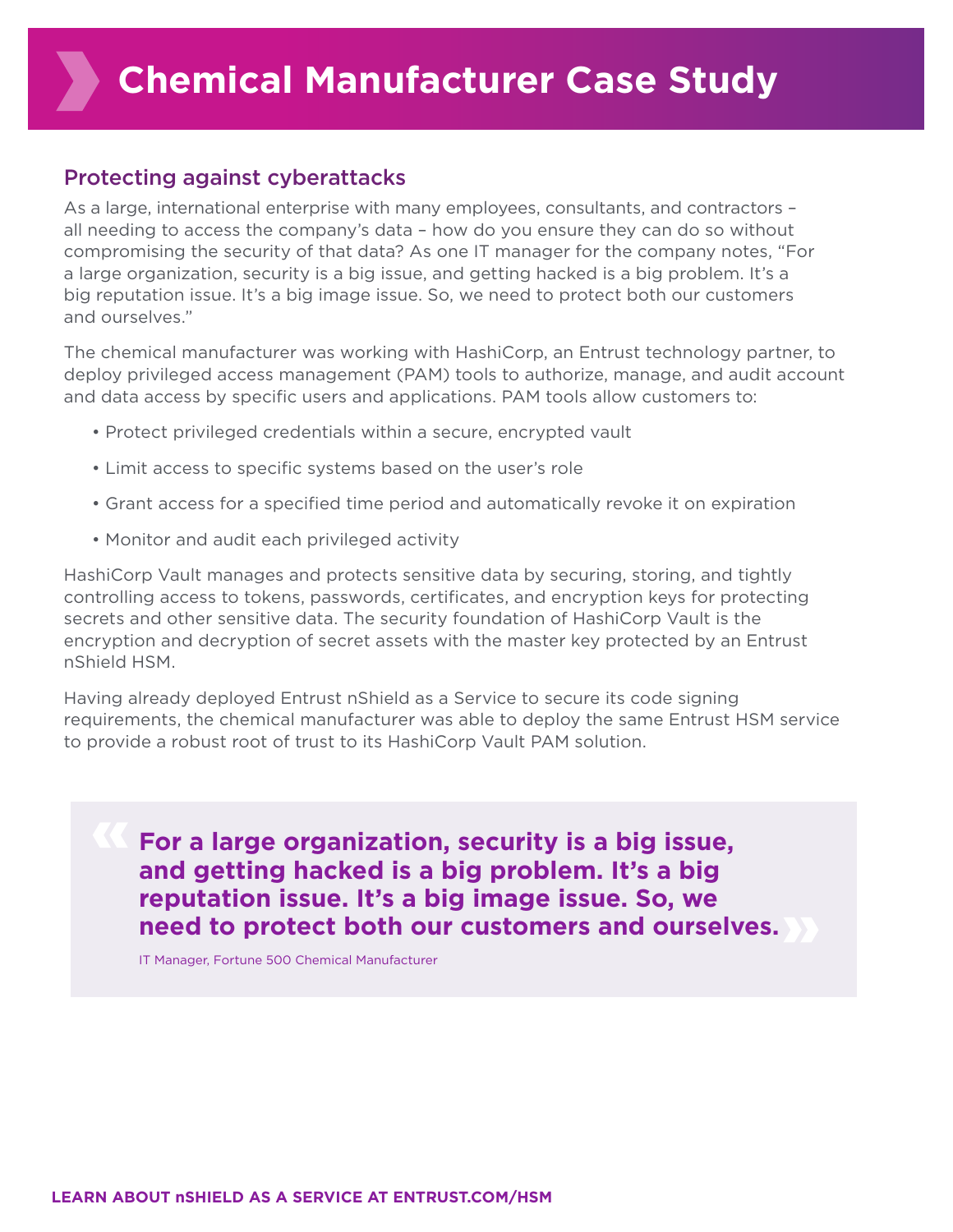# Chemical Manufacturer Case Study

## Protecting against cyberattacks

As a large, international enterprise with many employees, consultants, and contractors – all needing to access the company's data – how do you ensure they can do so without compromising the security of that data? As one IT manager for the company notes, "For a large organization, security is a big issue, and getting hacked is a big problem. It's a big reputation issue. It's a big image issue. So, we need to protect both our customers and ourselves."

The chemical manufacturer was working with HashiCorp, an Entrust technology partner, to deploy privileged access management (PAM) tools to authorize, manage, and audit account and data access by specific users and applications. PAM tools allow customers to:

- Protect privileged credentials within a secure, encrypted vault
- Limit access to specific systems based on the user's role
- Grant access for a specified time period and automatically revoke it on expiration
- Monitor and audit each privileged activity

HashiCorp Vault manages and protects sensitive data by securing, storing, and tightly controlling access to tokens, passwords, certificates, and encryption keys for protecting secrets and other sensitive data. The security foundation of HashiCorp Vault is the encryption and decryption of secret assets with the master key protected by an Entrust nShield HSM.

Having already deployed Entrust nShield as a Service to secure its code signing requirements, the chemical manufacturer was able to deploy the same Entrust HSM service to provide a robust root of trust to its HashiCorp Vault PAM solution.

> **For a large organization, security is a big issue, and getting hacked is a big problem. It's a big reputation issue. It's a big image issue. So, we need to protect both our customers and ourselves.**
>
> IT Manager, Fortune 500 Chemical Manufacturer

**LEARN ABOUT nSHIELD AS A SERVICE AT ENTRUST.COM/HSM**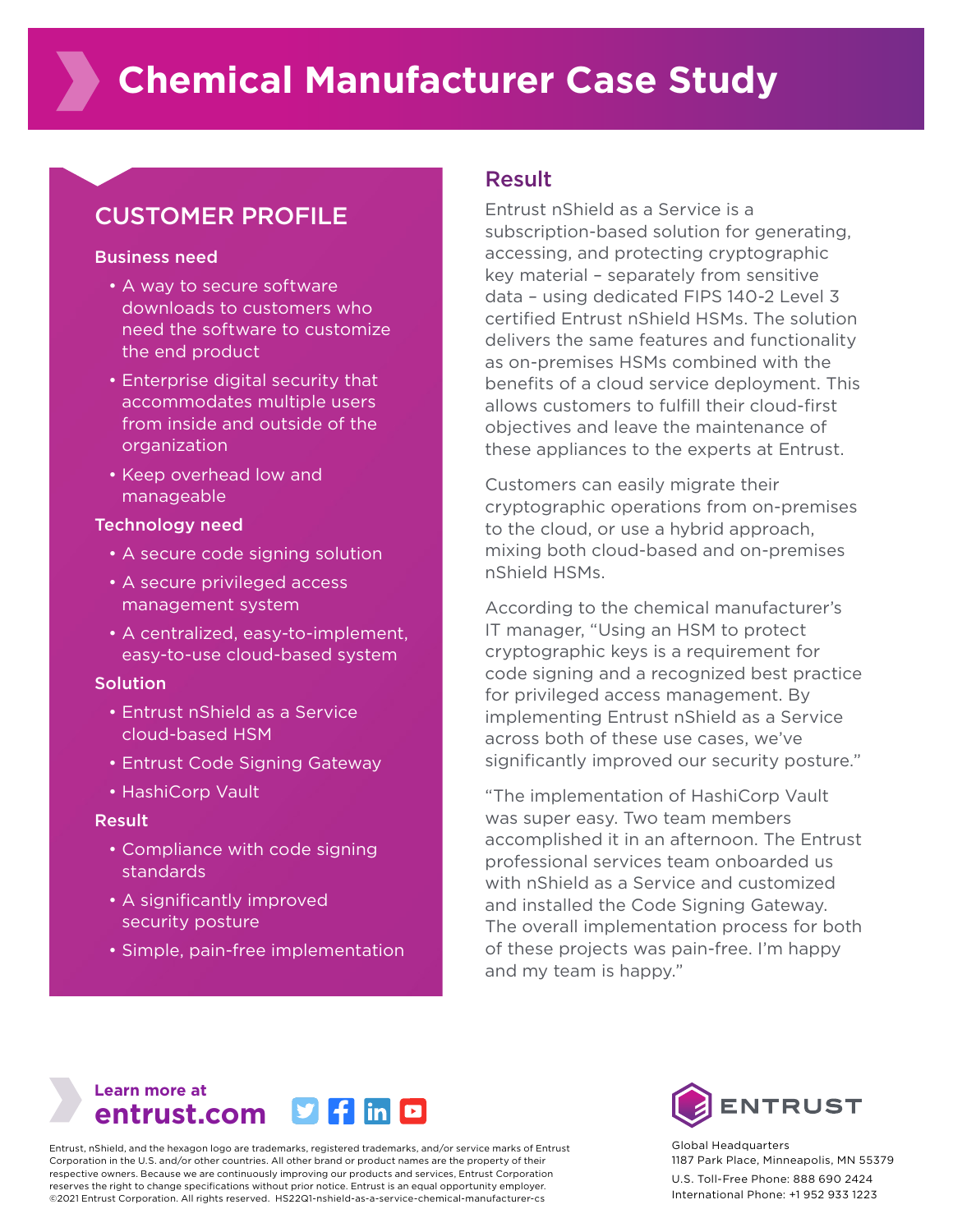# Chemical Manufacturer Case Study

## CUSTOMER PROFILE

### Business need

- A way to secure software downloads to customers who need the software to customize the end product
- Enterprise digital security that accommodates multiple users from inside and outside of the organization
- Keep overhead low and manageable

### Technology need

- A secure code signing solution
- A secure privileged access management system
- A centralized, easy-to-implement, easy-to-use cloud-based system

### Solution

- Entrust nShield as a Service cloud-based HSM
- Entrust Code Signing Gateway
- HashiCorp Vault

### Result

- Compliance with code signing standards
- A significantly improved security posture
- Simple, pain-free implementation

## Result

Entrust nShield as a Service is a subscription-based solution for generating, accessing, and protecting cryptographic key material – separately from sensitive data – using dedicated FIPS 140-2 Level 3 certified Entrust nShield HSMs. The solution delivers the same features and functionality as on-premises HSMs combined with the benefits of a cloud service deployment. This allows customers to fulfill their cloud-first objectives and leave the maintenance of these appliances to the experts at Entrust.

Customers can easily migrate their cryptographic operations from on-premises to the cloud, or use a hybrid approach, mixing both cloud-based and on-premises nShield HSMs.

According to the chemical manufacturer's IT manager, "Using an HSM to protect cryptographic keys is a requirement for code signing and a recognized best practice for privileged access management. By implementing Entrust nShield as a Service across both of these use cases, we've significantly improved our security posture."

"The implementation of HashiCorp Vault was super easy. Two team members accomplished it in an afternoon. The Entrust professional services team onboarded us with nShield as a Service and customized and installed the Code Signing Gateway. The overall implementation process for both of these projects was pain-free. I'm happy and my team is happy."

**Learn more at**
**entrust.com**

Entrust, nShield, and the hexagon logo are trademarks, registered trademarks, and/or service marks of Entrust Corporation in the U.S. and/or other countries. All other brand or product names are the property of their respective owners. Because we are continuously improving our products and services, Entrust Corporation reserves the right to change specifications without prior notice. Entrust is an equal opportunity employer. ©2021 Entrust Corporation. All rights reserved. HS22Q1-nshield-as-a-service-chemical-manufacturer-cs

ENTRUST

Global Headquarters
1187 Park Place, Minneapolis, MN 55379

U.S. Toll-Free Phone: 888 690 2424
International Phone: +1 952 933 1223